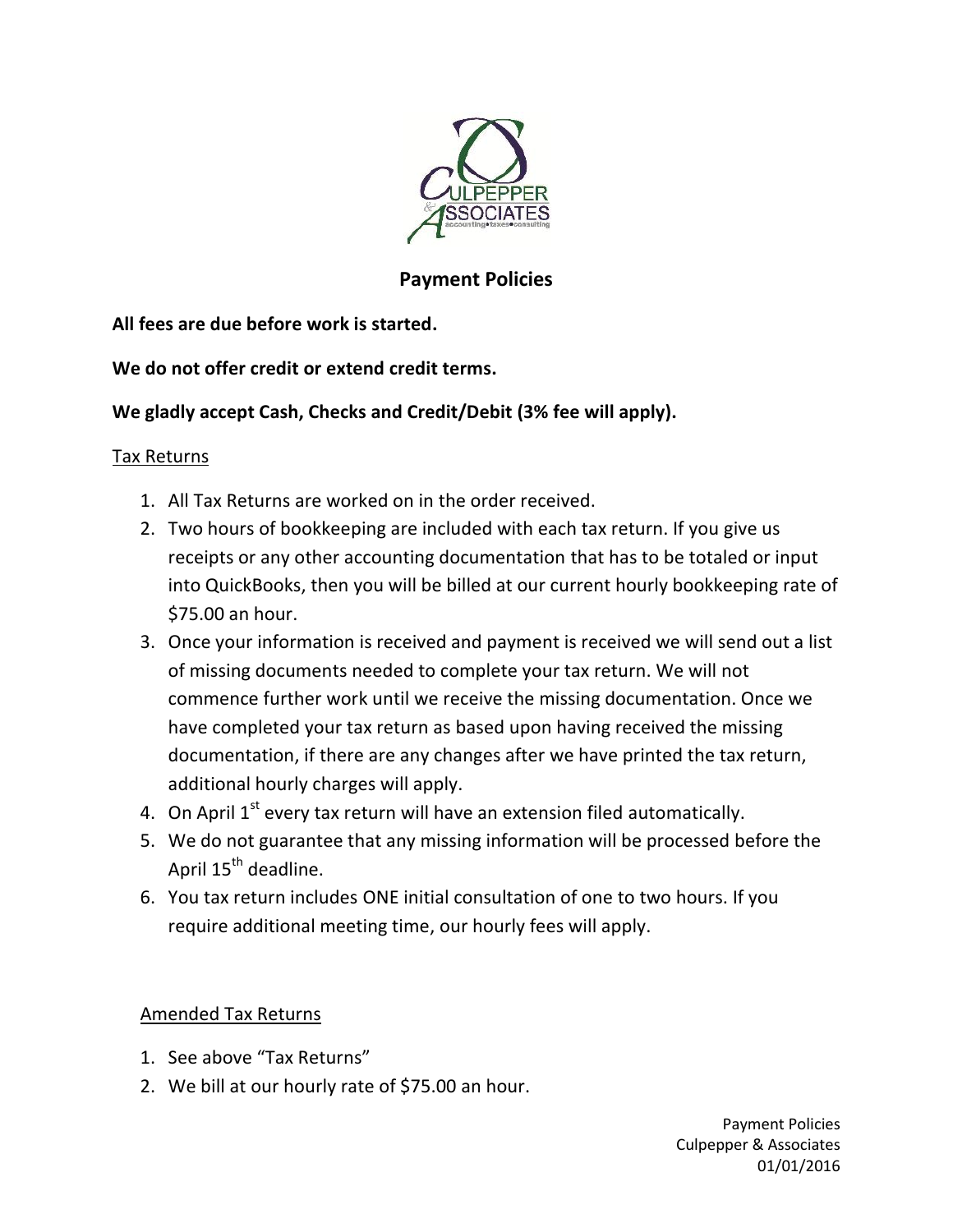# Payment Policies

**All fees are due before work is started.**

**We do not offer credit or extend credit terms.**

**We gladly accept Cash, Checks and Credit/Debit (3% fee will apply).**

## Tax Returns

1. All Tax Returns are worked on in the order received.
2. Two hours of bookkeeping are included with each tax return. If you give us receipts or any other accounting documentation that has to be totaled or input into QuickBooks, then you will be billed at our current hourly bookkeeping rate of $75.00 an hour.
3. Once your information is received and payment is received we will send out a list of missing documents needed to complete your tax return. We will not commence further work until we receive the missing documentation. Once we have completed your tax return as based upon having received the missing documentation, if there are any changes after we have printed the tax return, additional hourly charges will apply.
4. On April 1st every tax return will have an extension filed automatically.
5. We do not guarantee that any missing information will be processed before the April 15th deadline.
6. You tax return includes ONE initial consultation of one to two hours. If you require additional meeting time, our hourly fees will apply.

## Amended Tax Returns

1. See above "Tax Returns"
2. We bill at our hourly rate of $75.00 an hour.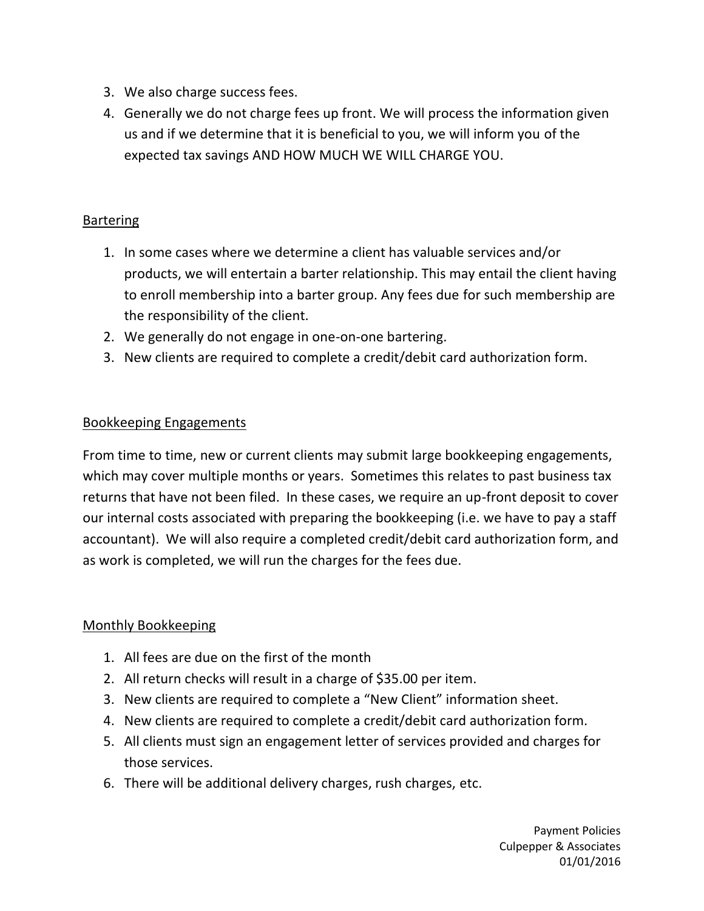3. We also charge success fees.
4. Generally we do not charge fees up front. We will process the information given us and if we determine that it is beneficial to you, we will inform you of the expected tax savings AND HOW MUCH WE WILL CHARGE YOU.

<u>Bartering</u>

1. In some cases where we determine a client has valuable services and/or products, we will entertain a barter relationship. This may entail the client having to enroll membership into a barter group. Any fees due for such membership are the responsibility of the client.
2. We generally do not engage in one-on-one bartering.
3. New clients are required to complete a credit/debit card authorization form.

<u>Bookkeeping Engagements</u>

From time to time, new or current clients may submit large bookkeeping engagements, which may cover multiple months or years. Sometimes this relates to past business tax returns that have not been filed. In these cases, we require an up-front deposit to cover our internal costs associated with preparing the bookkeeping (i.e. we have to pay a staff accountant). We will also require a completed credit/debit card authorization form, and as work is completed, we will run the charges for the fees due.

<u>Monthly Bookkeeping</u>

1. All fees are due on the first of the month
2. All return checks will result in a charge of $35.00 per item.
3. New clients are required to complete a "New Client" information sheet.
4. New clients are required to complete a credit/debit card authorization form.
5. All clients must sign an engagement letter of services provided and charges for those services.
6. There will be additional delivery charges, rush charges, etc.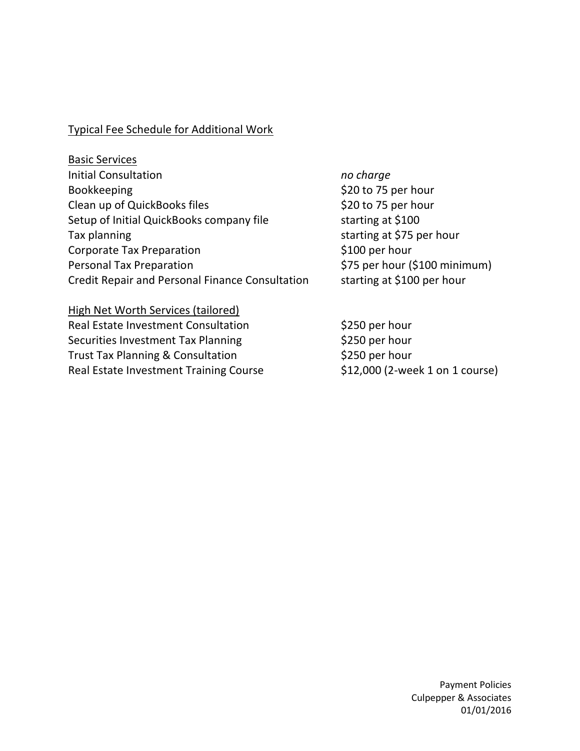## Typical Fee Schedule for Additional Work

### Basic Services

| | |
|---|---|
| Initial Consultation | *no charge* |
| Bookkeeping | $20 to 75 per hour |
| Clean up of QuickBooks files | $20 to 75 per hour |
| Setup of Initial QuickBooks company file | starting at $100 |
| Tax planning | starting at $75 per hour |
| Corporate Tax Preparation | $100 per hour |
| Personal Tax Preparation | $75 per hour ($100 minimum) |
| Credit Repair and Personal Finance Consultation | starting at $100 per hour |

### High Net Worth Services (tailored)

| | |
|---|---|
| Real Estate Investment Consultation | $250 per hour |
| Securities Investment Tax Planning | $250 per hour |
| Trust Tax Planning & Consultation | $250 per hour |
| Real Estate Investment Training Course | $12,000 (2-week 1 on 1 course) |